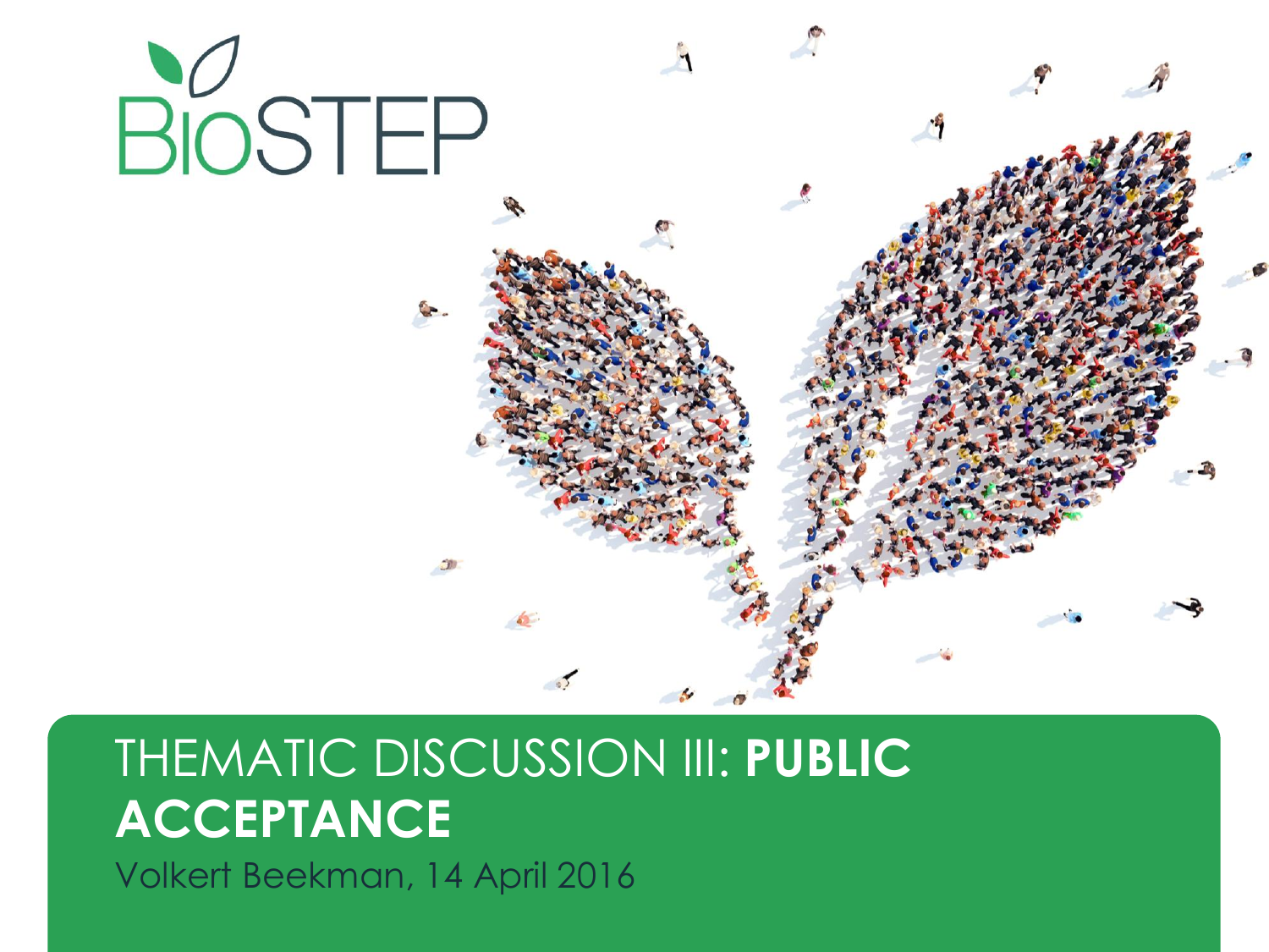BioSTEP

# THEMATIC DISCUSSION III: **PUBLIC ACCEPTANCE**

Volkert Beekman, 14 April 2016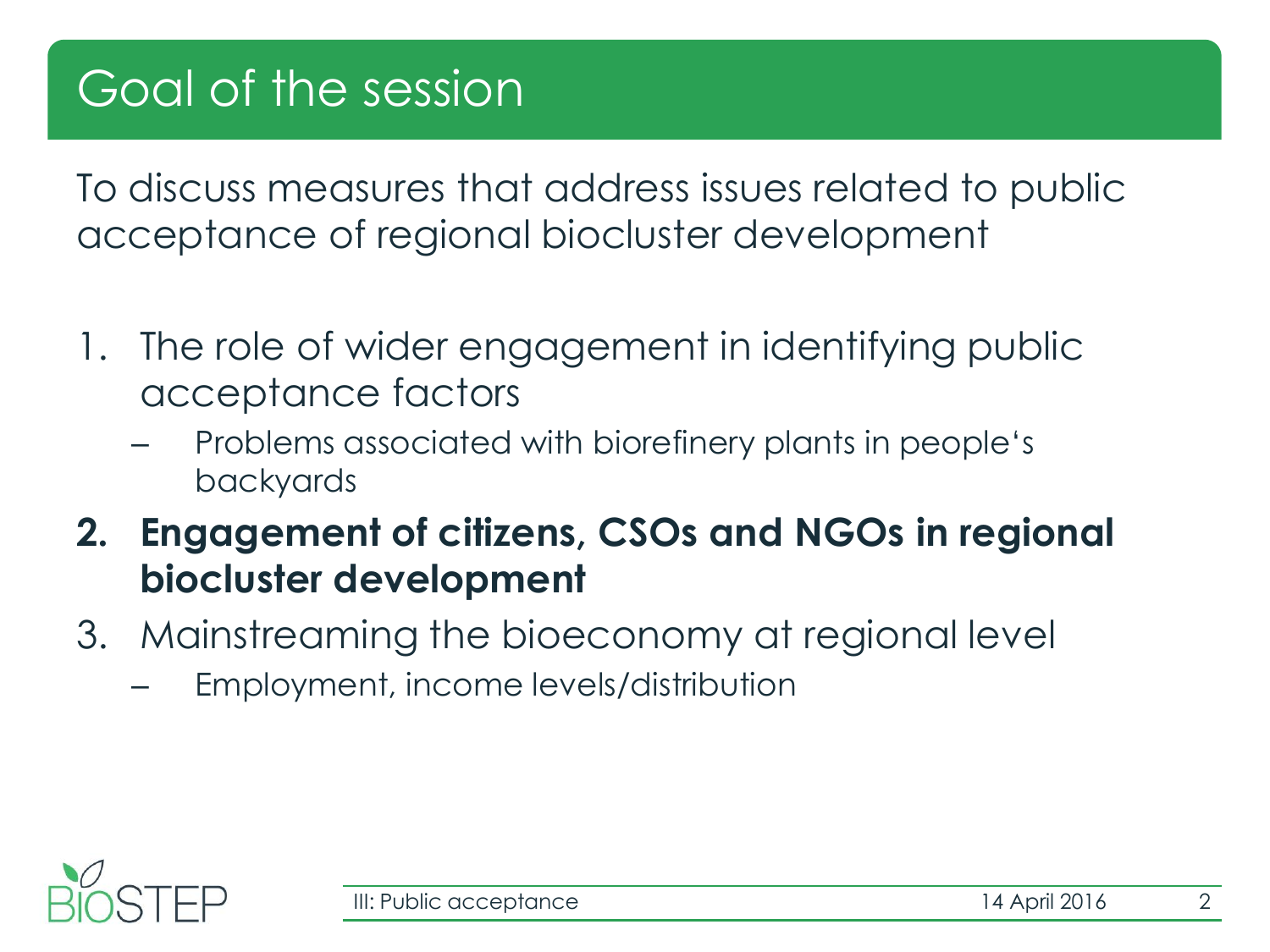# Goal of the session

To discuss measures that address issues related to public acceptance of regional biocluster development

1. The role of wider engagement in identifying public acceptance factors
   - Problems associated with biorefinery plants in people's backyards
2. **Engagement of citizens, CSOs and NGOs in regional biocluster development**
3. Mainstreaming the bioeconomy at regional level
   - Employment, income levels/distribution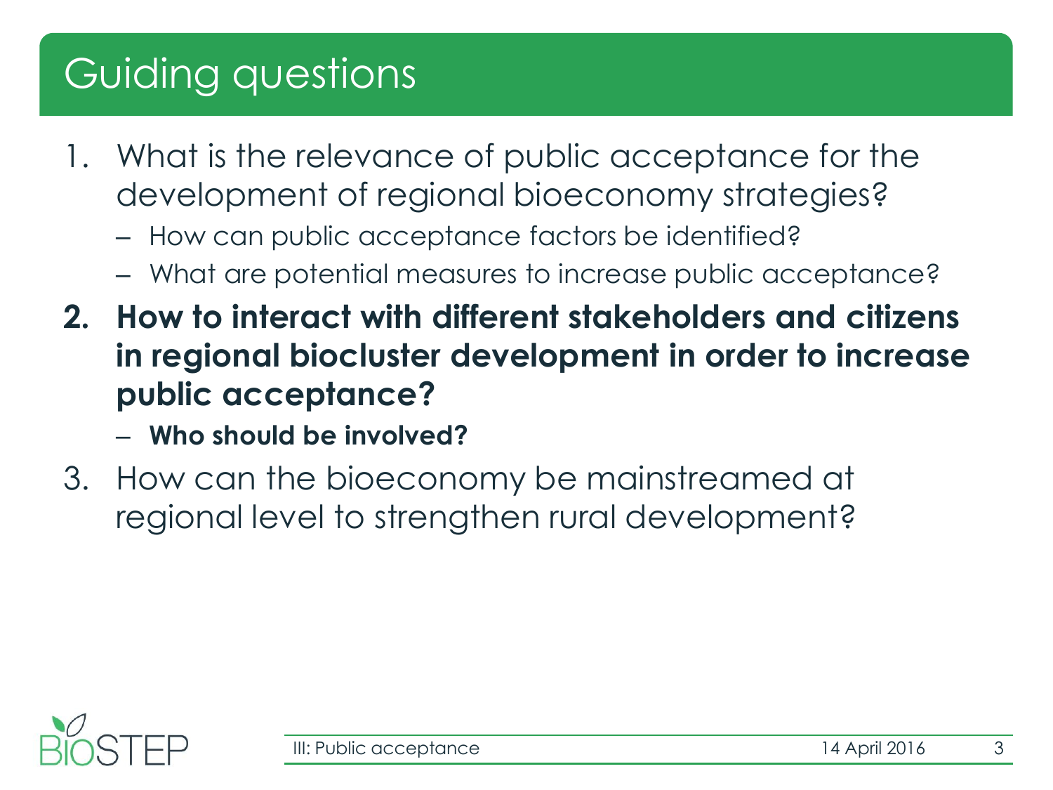# Guiding questions

1. What is the relevance of public acceptance for the development of regional bioeconomy strategies?
   - How can public acceptance factors be identified?
   - What are potential measures to increase public acceptance?
2. **How to interact with different stakeholders and citizens in regional biocluster development in order to increase public acceptance?**
   - **Who should be involved?**
3. How can the bioeconomy be mainstreamed at regional level to strengthen rural development?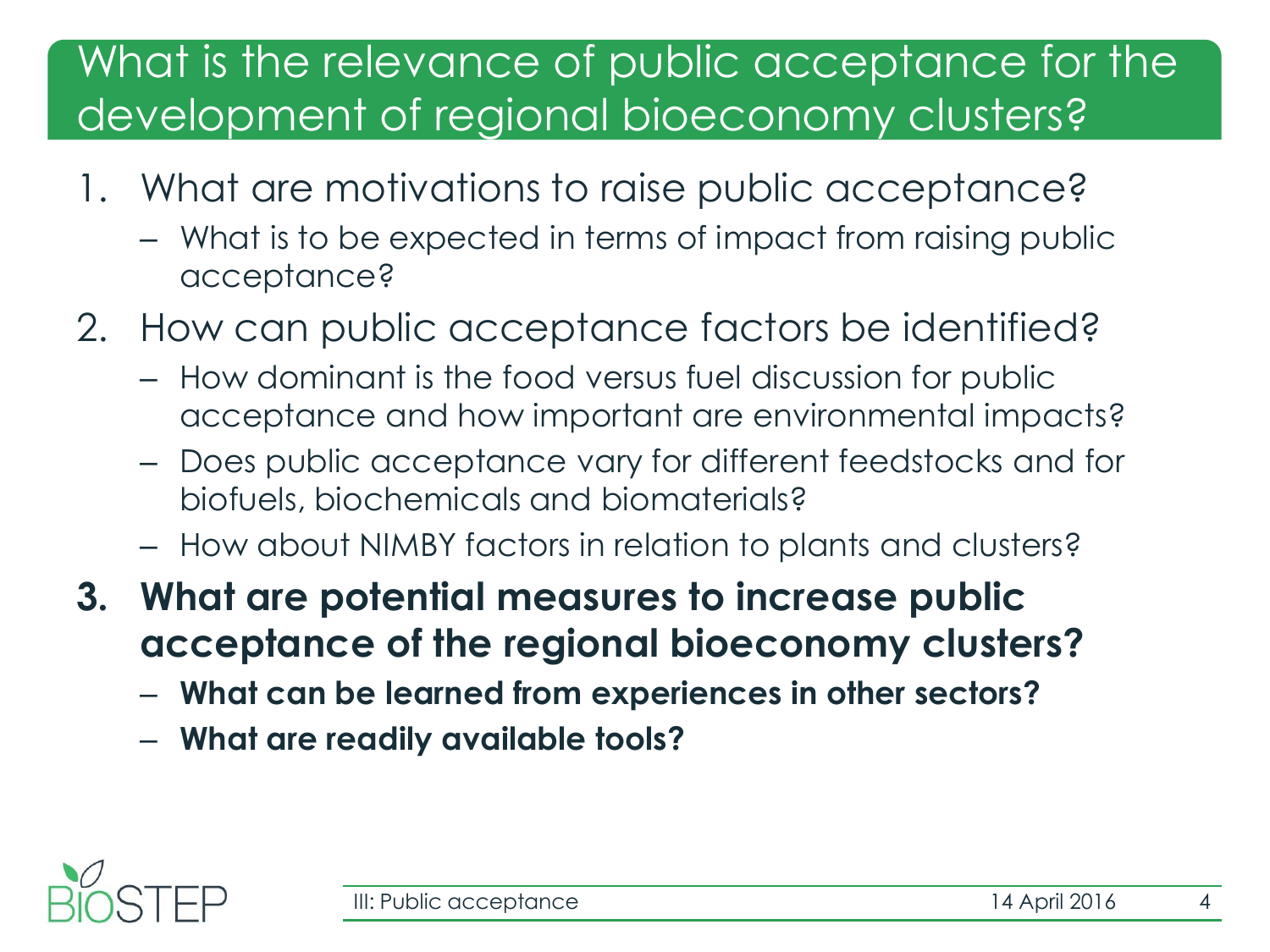# What is the relevance of public acceptance for the development of regional bioeconomy clusters?

1. What are motivations to raise public acceptance?
   - What is to be expected in terms of impact from raising public acceptance?
2. How can public acceptance factors be identified?
   - How dominant is the food versus fuel discussion for public acceptance and how important are environmental impacts?
   - Does public acceptance vary for different feedstocks and for biofuels, biochemicals and biomaterials?
   - How about NIMBY factors in relation to plants and clusters?
3. **What are potential measures to increase public acceptance of the regional bioeconomy clusters?**
   - **What can be learned from experiences in other sectors?**
   - **What are readily available tools?**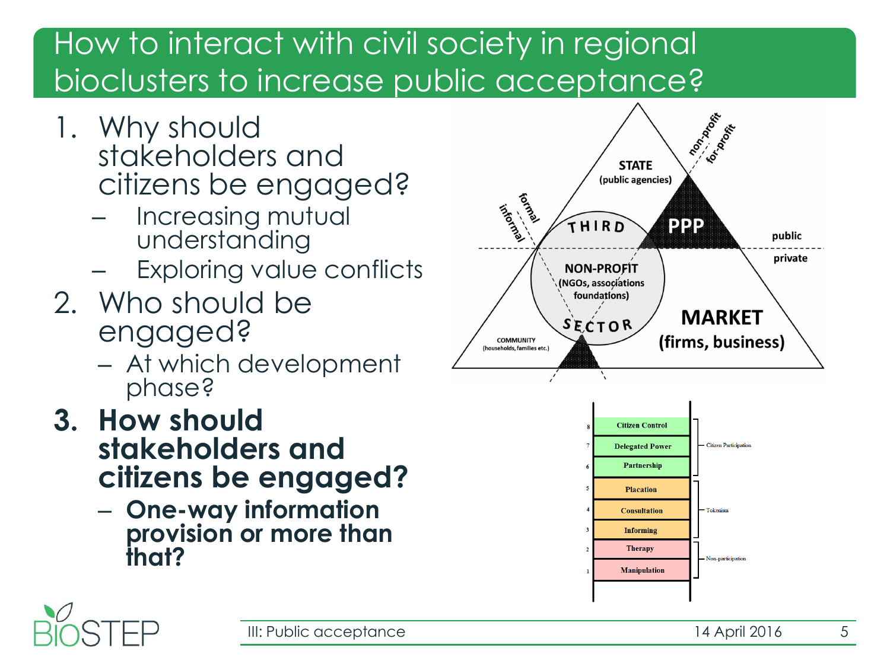# How to interact with civil society in regional bioclusters to increase public acceptance?

1. Why should stakeholders and citizens be engaged?
   - Increasing mutual understanding
   - Exploring value conflicts
2. Who should be engaged?
   - At which development phase?
3. **How should stakeholders and citizens be engaged?**
   - **One-way information provision or more than that?**

STATE (public agencies)

PPP

THIRD SECTOR

NON-PROFIT (NGOs, associations foundations)

MARKET (firms, business)

COMMUNITY (households, families etc.)

formal / informal

non-profit / for-profit

public / private

| | | |
|---|---|---|
| 8 | Citizen Control | Citizen Participation |
| 7 | Delegated Power | |
| 6 | Partnership | |
| 5 | Placation | Tokenism |
| 4 | Consultation | |
| 3 | Informing | |
| 2 | Therapy | Non-participation |
| 1 | Manipulation | |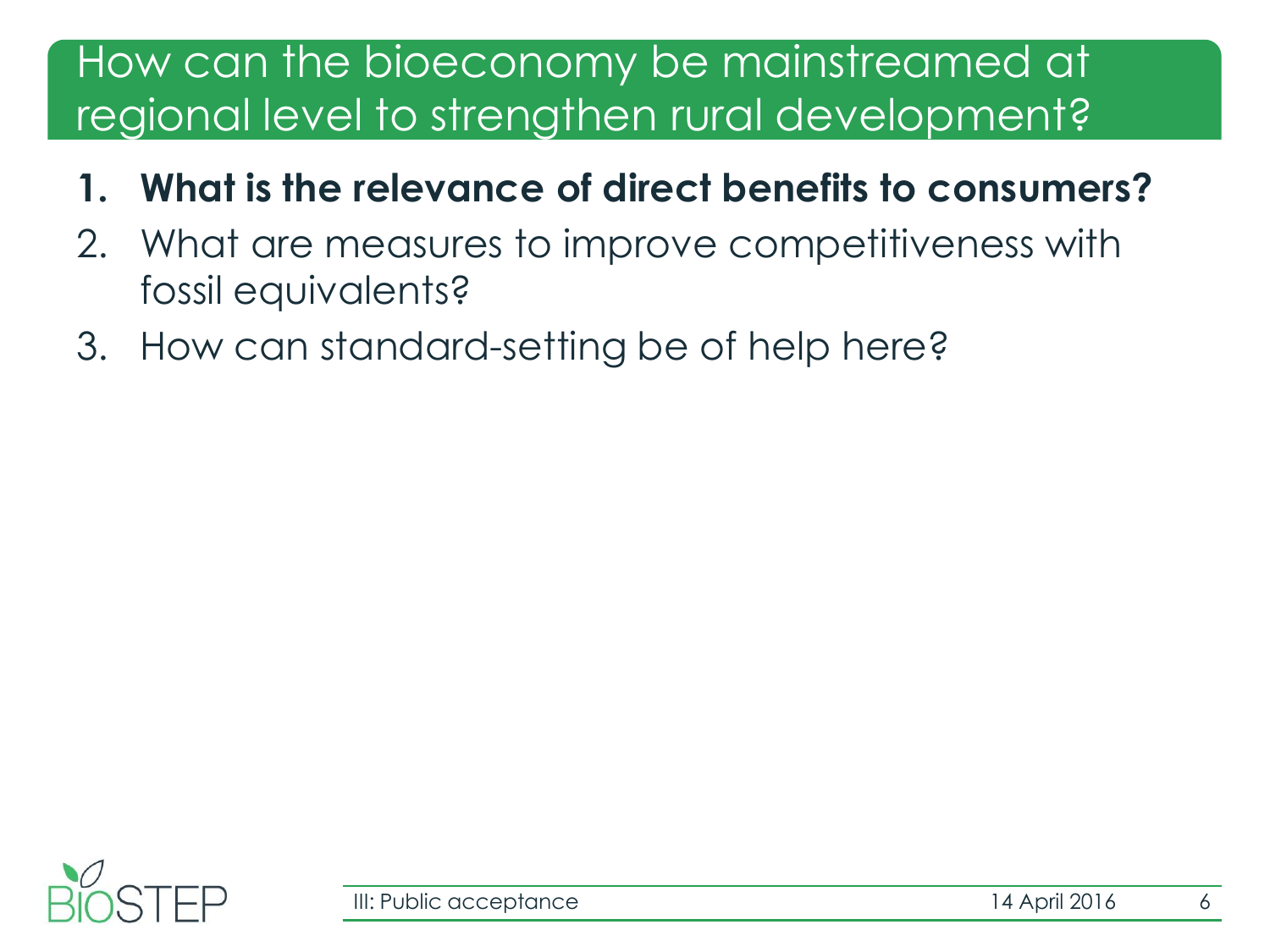# How can the bioeconomy be mainstreamed at regional level to strengthen rural development?

1. **What is the relevance of direct benefits to consumers?**
2. What are measures to improve competitiveness with fossil equivalents?
3. How can standard-setting be of help here?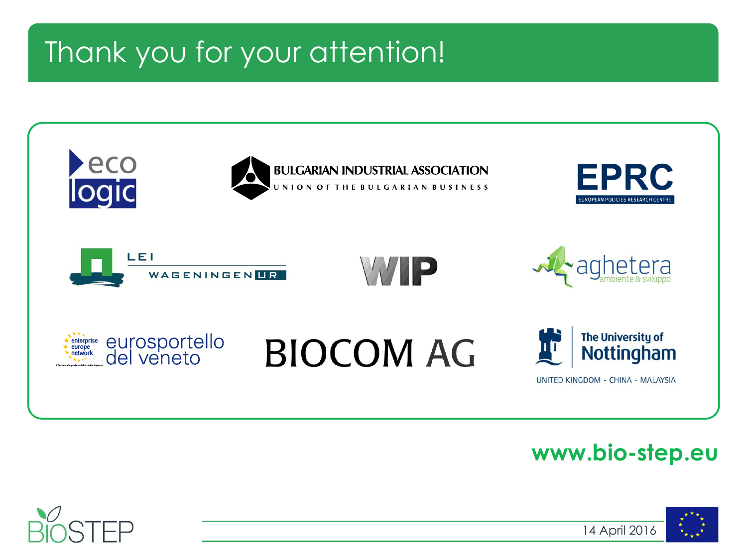# Thank you for your attention!

ecologic

BULGARIAN INDUSTRIAL ASSOCIATION
UNION OF THE BULGARIAN BUSINESS

EPRC
EUROPEAN POLICIES RESEARCH CENTRE

LEI
WAGENINGEN UR

WIP

aghetera
ambiente & sviluppo

enterprise europe network
eurosportello del veneto

BIOCOM AG

The University of Nottingham
UNITED KINGDOM · CHINA · MALAYSIA

**www.bio-step.eu**

BIOSTEP

14 April 2016